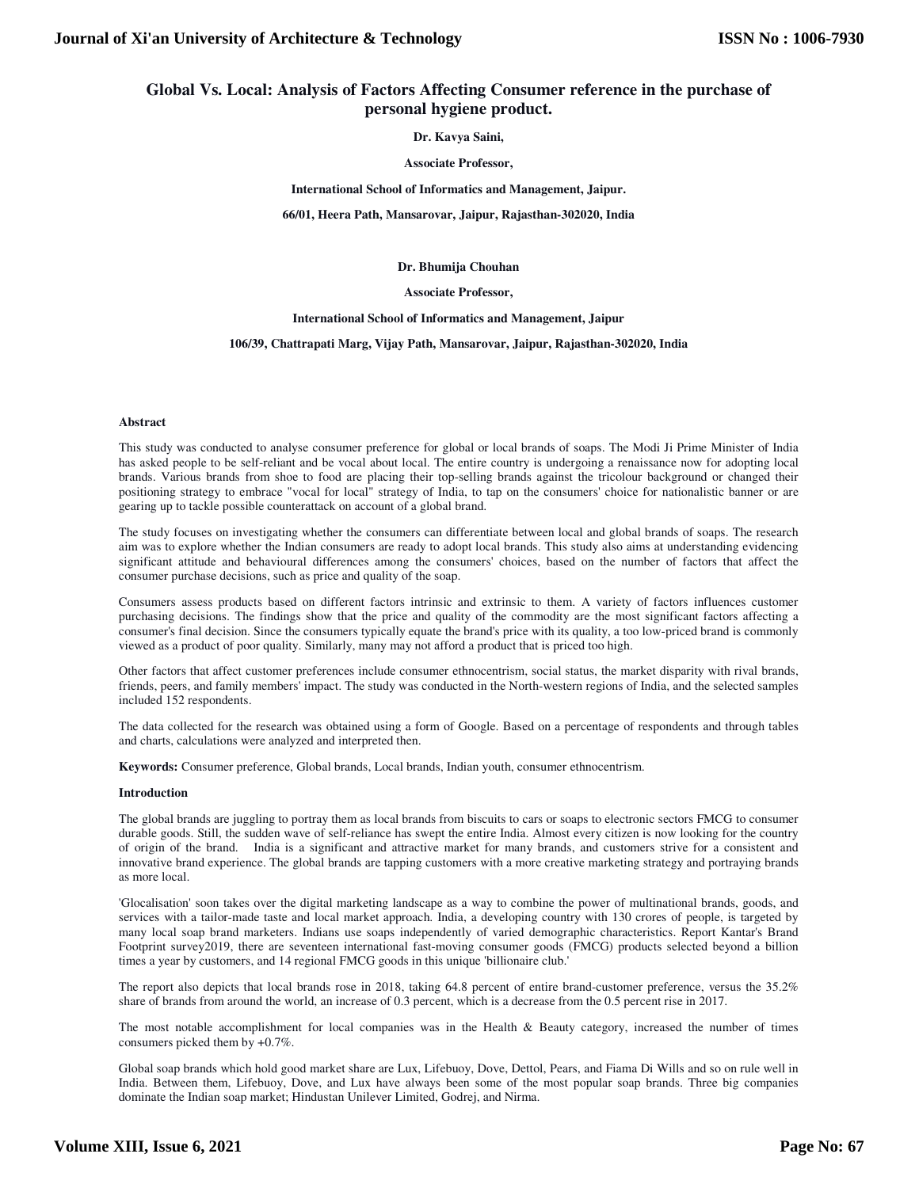# Global Vs. Local: Analysis of Factors Affecting Consumer reference in the purchase of personal hygiene product.

**Dr. Kavya Saini,**

**Associate Professor,**

**International School of Informatics and Management, Jaipur.**

**66/01, Heera Path, Mansarovar, Jaipur, Rajasthan-302020, India**

**Dr. Bhumija Chouhan**

**Associate Professor,**

**International School of Informatics and Management, Jaipur**

**106/39, Chattrapati Marg, Vijay Path, Mansarovar, Jaipur, Rajasthan-302020, India**

## Abstract

This study was conducted to analyse consumer preference for global or local brands of soaps. The Modi Ji Prime Minister of India has asked people to be self-reliant and be vocal about local. The entire country is undergoing a renaissance now for adopting local brands. Various brands from shoe to food are placing their top-selling brands against the tricolour background or changed their positioning strategy to embrace "vocal for local" strategy of India, to tap on the consumers' choice for nationalistic banner or are gearing up to tackle possible counterattack on account of a global brand.

The study focuses on investigating whether the consumers can differentiate between local and global brands of soaps. The research aim was to explore whether the Indian consumers are ready to adopt local brands. This study also aims at understanding evidencing significant attitude and behavioural differences among the consumers' choices, based on the number of factors that affect the consumer purchase decisions, such as price and quality of the soap.

Consumers assess products based on different factors intrinsic and extrinsic to them. A variety of factors influences customer purchasing decisions. The findings show that the price and quality of the commodity are the most significant factors affecting a consumer's final decision. Since the consumers typically equate the brand's price with its quality, a too low-priced brand is commonly viewed as a product of poor quality. Similarly, many may not afford a product that is priced too high.

Other factors that affect customer preferences include consumer ethnocentrism, social status, the market disparity with rival brands, friends, peers, and family members' impact. The study was conducted in the North-western regions of India, and the selected samples included 152 respondents.

The data collected for the research was obtained using a form of Google. Based on a percentage of respondents and through tables and charts, calculations were analyzed and interpreted then.

**Keywords:** Consumer preference, Global brands, Local brands, Indian youth, consumer ethnocentrism.

## Introduction

The global brands are juggling to portray them as local brands from biscuits to cars or soaps to electronic sectors FMCG to consumer durable goods. Still, the sudden wave of self-reliance has swept the entire India. Almost every citizen is now looking for the country of origin of the brand. India is a significant and attractive market for many brands, and customers strive for a consistent and innovative brand experience. The global brands are tapping customers with a more creative marketing strategy and portraying brands as more local.

'Glocalisation' soon takes over the digital marketing landscape as a way to combine the power of multinational brands, goods, and services with a tailor-made taste and local market approach. India, a developing country with 130 crores of people, is targeted by many local soap brand marketers. Indians use soaps independently of varied demographic characteristics. Report Kantar's Brand Footprint survey2019, there are seventeen international fast-moving consumer goods (FMCG) products selected beyond a billion times a year by customers, and 14 regional FMCG goods in this unique 'billionaire club.'

The report also depicts that local brands rose in 2018, taking 64.8 percent of entire brand-customer preference, versus the 35.2% share of brands from around the world, an increase of 0.3 percent, which is a decrease from the 0.5 percent rise in 2017.

The most notable accomplishment for local companies was in the Health & Beauty category, increased the number of times consumers picked them by +0.7%.

Global soap brands which hold good market share are Lux, Lifebuoy, Dove, Dettol, Pears, and Fiama Di Wills and so on rule well in India. Between them, Lifebuoy, Dove, and Lux have always been some of the most popular soap brands. Three big companies dominate the Indian soap market; Hindustan Unilever Limited, Godrej, and Nirma.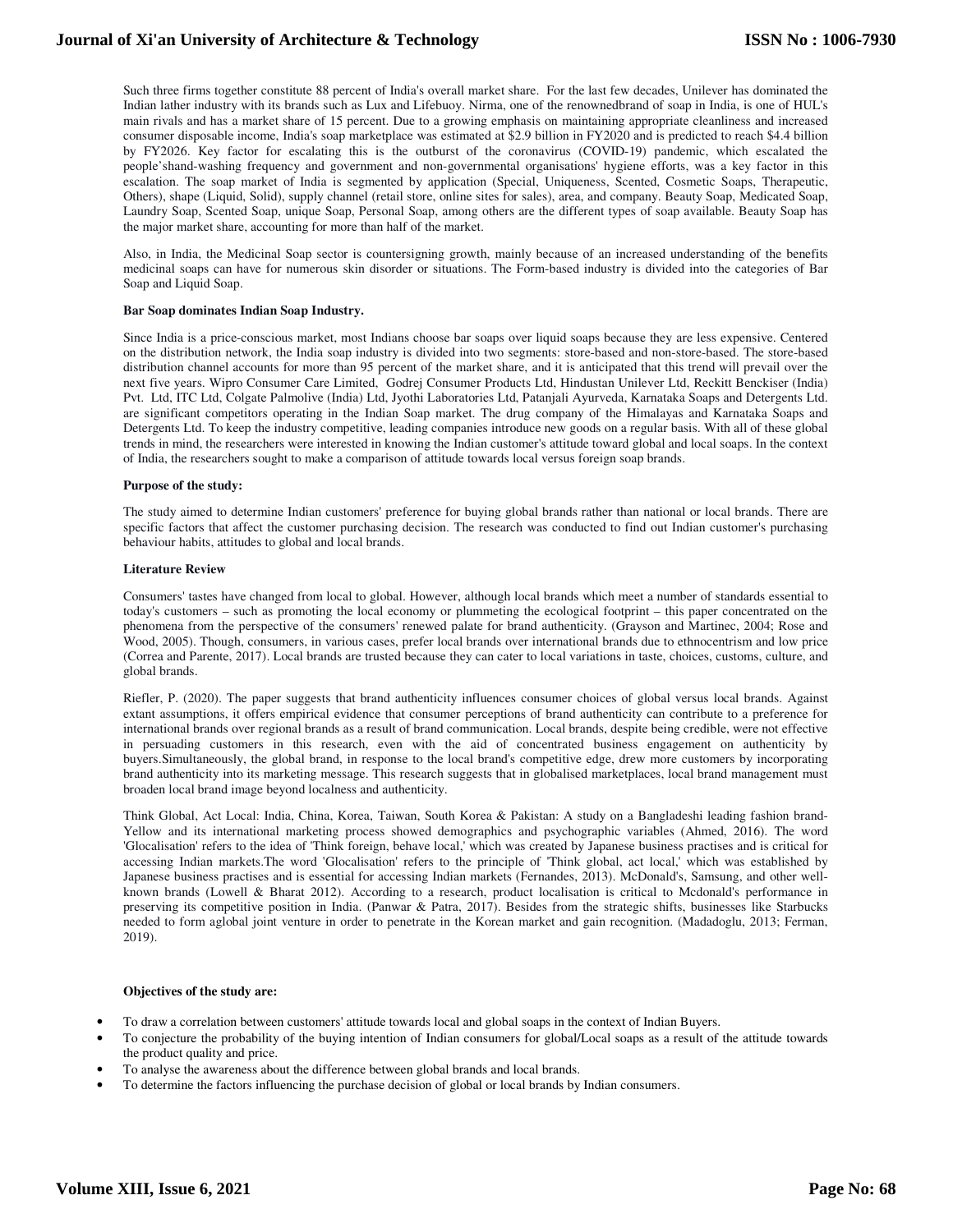Such three firms together constitute 88 percent of India's overall market share. For the last few decades, Unilever has dominated the Indian lather industry with its brands such as Lux and Lifebuoy. Nirma, one of the renownedbrand of soap in India, is one of HUL's main rivals and has a market share of 15 percent. Due to a growing emphasis on maintaining appropriate cleanliness and increased consumer disposable income, India's soap marketplace was estimated at $2.9 billion in FY2020 and is predicted to reach $4.4 billion by FY2026. Key factor for escalating this is the outburst of the coronavirus (COVID-19) pandemic, which escalated the people'shand-washing frequency and government and non-governmental organisations' hygiene efforts, was a key factor in this escalation. The soap market of India is segmented by application (Special, Uniqueness, Scented, Cosmetic Soaps, Therapeutic, Others), shape (Liquid, Solid), supply channel (retail store, online sites for sales), area, and company. Beauty Soap, Medicated Soap, Laundry Soap, Scented Soap, unique Soap, Personal Soap, among others are the different types of soap available. Beauty Soap has the major market share, accounting for more than half of the market.

Also, in India, the Medicinal Soap sector is countersigning growth, mainly because of an increased understanding of the benefits medicinal soaps can have for numerous skin disorder or situations. The Form-based industry is divided into the categories of Bar Soap and Liquid Soap.

**Bar Soap dominates Indian Soap Industry.**

Since India is a price-conscious market, most Indians choose bar soaps over liquid soaps because they are less expensive. Centered on the distribution network, the India soap industry is divided into two segments: store-based and non-store-based. The store-based distribution channel accounts for more than 95 percent of the market share, and it is anticipated that this trend will prevail over the next five years. Wipro Consumer Care Limited, Godrej Consumer Products Ltd, Hindustan Unilever Ltd, Reckitt Benckiser (India) Pvt. Ltd, ITC Ltd, Colgate Palmolive (India) Ltd, Jyothi Laboratories Ltd, Patanjali Ayurveda, Karnataka Soaps and Detergents Ltd. are significant competitors operating in the Indian Soap market. The drug company of the Himalayas and Karnataka Soaps and Detergents Ltd. To keep the industry competitive, leading companies introduce new goods on a regular basis. With all of these global trends in mind, the researchers were interested in knowing the Indian customer's attitude toward global and local soaps. In the context of India, the researchers sought to make a comparison of attitude towards local versus foreign soap brands.

**Purpose of the study:**

The study aimed to determine Indian customers' preference for buying global brands rather than national or local brands. There are specific factors that affect the customer purchasing decision. The research was conducted to find out Indian customer's purchasing behaviour habits, attitudes to global and local brands.

**Literature Review**

Consumers' tastes have changed from local to global. However, although local brands which meet a number of standards essential to today's customers – such as promoting the local economy or plummeting the ecological footprint – this paper concentrated on the phenomena from the perspective of the consumers' renewed palate for brand authenticity. (Grayson and Martinec, 2004; Rose and Wood, 2005). Though, consumers, in various cases, prefer local brands over international brands due to ethnocentrism and low price (Correa and Parente, 2017). Local brands are trusted because they can cater to local variations in taste, choices, customs, culture, and global brands.

Riefler, P. (2020). The paper suggests that brand authenticity influences consumer choices of global versus local brands. Against extant assumptions, it offers empirical evidence that consumer perceptions of brand authenticity can contribute to a preference for international brands over regional brands as a result of brand communication. Local brands, despite being credible, were not effective in persuading customers in this research, even with the aid of concentrated business engagement on authenticity by buyers.Simultaneously, the global brand, in response to the local brand's competitive edge, drew more customers by incorporating brand authenticity into its marketing message. This research suggests that in globalised marketplaces, local brand management must broaden local brand image beyond localness and authenticity.

Think Global, Act Local: India, China, Korea, Taiwan, South Korea & Pakistan: A study on a Bangladeshi leading fashion brand- Yellow and its international marketing process showed demographics and psychographic variables (Ahmed, 2016). The word 'Glocalisation' refers to the idea of 'Think foreign, behave local,' which was created by Japanese business practises and is critical for accessing Indian markets.The word 'Glocalisation' refers to the principle of 'Think global, act local,' which was established by Japanese business practises and is essential for accessing Indian markets (Fernandes, 2013). McDonald's, Samsung, and other well-known brands (Lowell & Bharat 2012). According to a research, product localisation is critical to Mcdonald's performance in preserving its competitive position in India. (Panwar & Patra, 2017). Besides from the strategic shifts, businesses like Starbucks needed to form aglobal joint venture in order to penetrate in the Korean market and gain recognition. (Madadoglu, 2013; Ferman, 2019).

**Objectives of the study are:**

- To draw a correlation between customers' attitude towards local and global soaps in the context of Indian Buyers.
- To conjecture the probability of the buying intention of Indian consumers for global/Local soaps as a result of the attitude towards the product quality and price.
- To analyse the awareness about the difference between global brands and local brands.
- To determine the factors influencing the purchase decision of global or local brands by Indian consumers.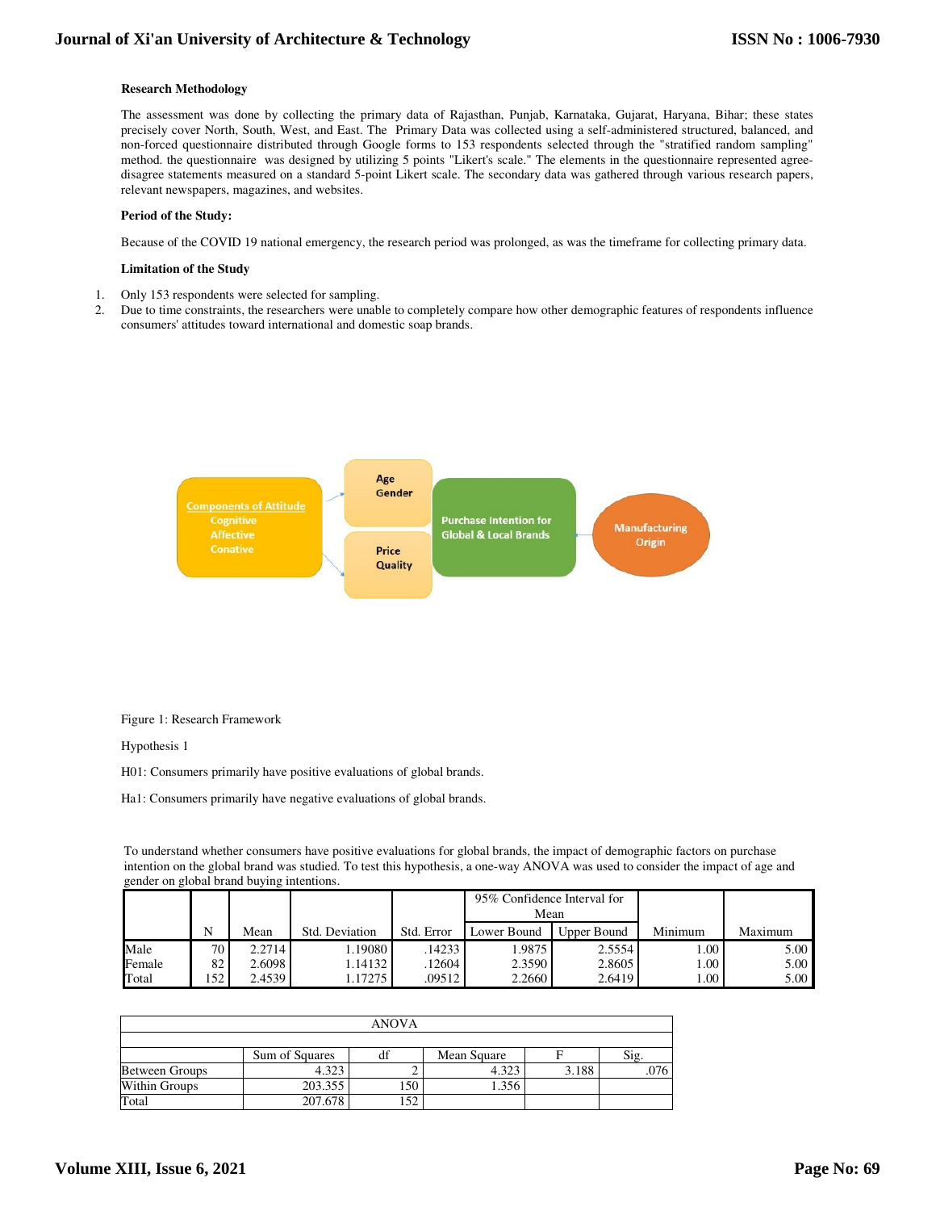**Research Methodology**

The assessment was done by collecting the primary data of Rajasthan, Punjab, Karnataka, Gujarat, Haryana, Bihar; these states precisely cover North, South, West, and East. The Primary Data was collected using a self-administered structured, balanced, and non-forced questionnaire distributed through Google forms to 153 respondents selected through the "stratified random sampling" method. the questionnaire was designed by utilizing 5 points "Likert's scale." The elements in the questionnaire represented agree-disagree statements measured on a standard 5-point Likert scale. The secondary data was gathered through various research papers, relevant newspapers, magazines, and websites.

**Period of the Study:**

Because of the COVID 19 national emergency, the research period was prolonged, as was the timeframe for collecting primary data.

**Limitation of the Study**

1. Only 153 respondents were selected for sampling.
2. Due to time constraints, the researchers were unable to completely compare how other demographic features of respondents influence consumers' attitudes toward international and domestic soap brands.

Components of Attitude: Cognitive, Affective, Conative → Age, Gender / Price, Quality → Purchase Intention for Global & Local Brands ← Manufacturing Origin

Figure 1: Research Framework

Hypothesis 1

H01: Consumers primarily have positive evaluations of global brands.

Ha1: Consumers primarily have negative evaluations of global brands.

To understand whether consumers have positive evaluations for global brands, the impact of demographic factors on purchase intention on the global brand was studied. To test this hypothesis, a one-way ANOVA was used to consider the impact of age and gender on global brand buying intentions.

| | N | Mean | Std. Deviation | Std. Error | 95% Confidence Interval for Mean | | Minimum | Maximum |
|---|---|---|---|---|---|---|---|---|
| | | | | | Lower Bound | Upper Bound | | |
| Male | 70 | 2.2714 | 1.19080 | .14233 | 1.9875 | 2.5554 | 1.00 | 5.00 |
| Female | 82 | 2.6098 | 1.14132 | .12604 | 2.3590 | 2.8605 | 1.00 | 5.00 |
| Total | 152 | 2.4539 | 1.17275 | .09512 | 2.2660 | 2.6419 | 1.00 | 5.00 |

ANOVA

| | Sum of Squares | df | Mean Square | F | Sig. |
|---|---|---|---|---|---|
| Between Groups | 4.323 | 2 | 4.323 | 3.188 | .076 |
| Within Groups | 203.355 | 150 | 1.356 | | |
| Total | 207.678 | 152 | | | |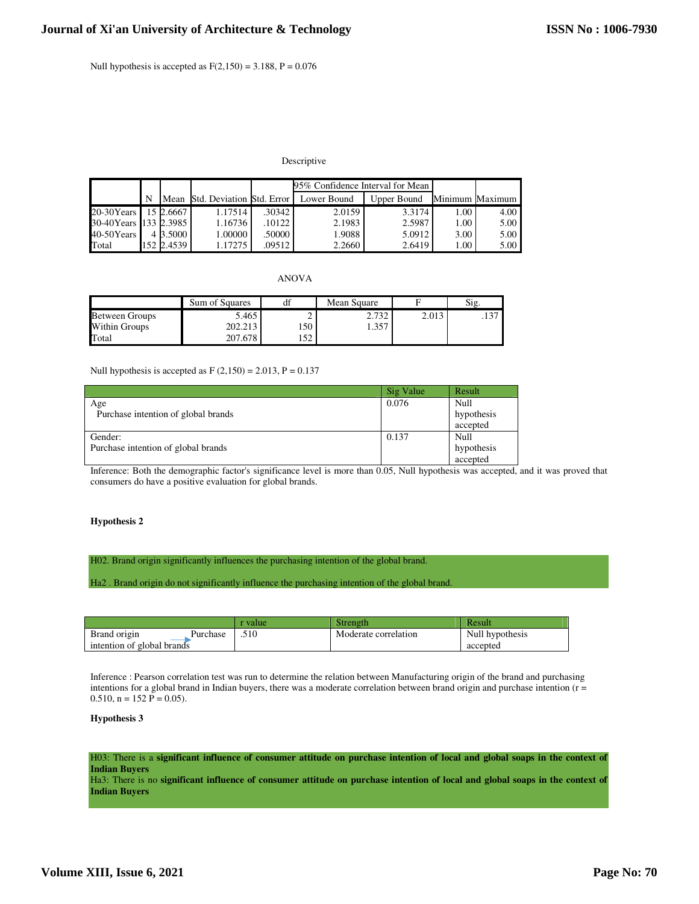Null hypothesis is accepted as F(2,150) = 3.188, P = 0.076

Descriptive

| | N | Mean | Std. Deviation | Std. Error | 95% Confidence Interval for Mean | | Minimum | Maximum |
|---|---|---|---|---|---|---|---|---|
| | | | | | Lower Bound | Upper Bound | | |
| 20-30Years | 15 | 2.6667 | 1.17514 | .30342 | 2.0159 | 3.3174 | 1.00 | 4.00 |
| 30-40Years | 133 | 2.3985 | 1.16736 | .10122 | 2.1983 | 2.5987 | 1.00 | 5.00 |
| 40-50Years | 4 | 3.5000 | 1.00000 | .50000 | 1.9088 | 5.0912 | 3.00 | 5.00 |
| Total | 152 | 2.4539 | 1.17275 | .09512 | 2.2660 | 2.6419 | 1.00 | 5.00 |

ANOVA

| | Sum of Squares | df | Mean Square | F | Sig. |
|---|---|---|---|---|---|
| Between Groups | 5.465 | 2 | 2.732 | 2.013 | .137 |
| Within Groups | 202.213 | 150 | 1.357 | | |
| Total | 207.678 | 152 | | | |

Null hypothesis is accepted as F (2,150) = 2.013, P = 0.137

| | Sig Value | Result |
|---|---|---|
| Age<br>Purchase intention of global brands | 0.076 | Null hypothesis accepted |
| Gender:<br>Purchase intention of global brands | 0.137 | Null hypothesis accepted |

Inference: Both the demographic factor's significance level is more than 0.05, Null hypothesis was accepted, and it was proved that consumers do have a positive evaluation for global brands.

**Hypothesis 2**

H02. Brand origin significantly influences the purchasing intention of the global brand.

Ha2 . Brand origin do not significantly influence the purchasing intention of the global brand.

| | r value | Strength | Result |
|---|---|---|---|
| Brand origin → Purchase intention of global brands | .510 | Moderate correlation | Null hypothesis accepted |

Inference : Pearson correlation test was run to determine the relation between Manufacturing origin of the brand and purchasing intentions for a global brand in Indian buyers, there was a moderate correlation between brand origin and purchase intention (r = 0.510, n = 152 P = 0.05).

**Hypothesis 3**

H03: There is a **significant influence of consumer attitude on purchase intention of local and global soaps in the context of Indian Buyers**

Ha3: There is no **significant influence of consumer attitude on purchase intention of local and global soaps in the context of Indian Buyers**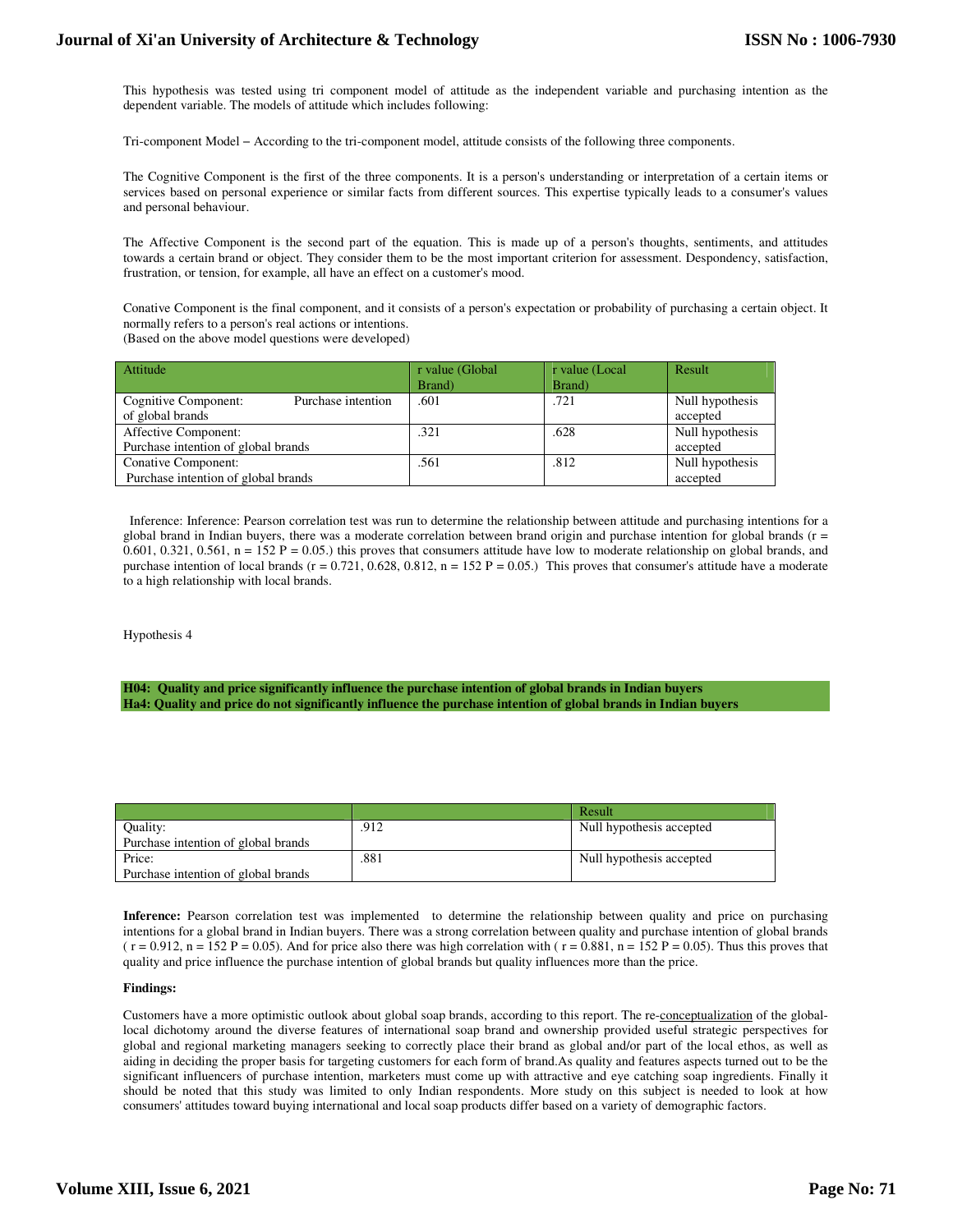This hypothesis was tested using tri component model of attitude as the independent variable and purchasing intention as the dependent variable. The models of attitude which includes following:

Tri-component Model – According to the tri-component model, attitude consists of the following three components.

The Cognitive Component is the first of the three components. It is a person's understanding or interpretation of a certain items or services based on personal experience or similar facts from different sources. This expertise typically leads to a consumer's values and personal behaviour.

The Affective Component is the second part of the equation. This is made up of a person's thoughts, sentiments, and attitudes towards a certain brand or object. They consider them to be the most important criterion for assessment. Despondency, satisfaction, frustration, or tension, for example, all have an effect on a customer's mood.

Conative Component is the final component, and it consists of a person's expectation or probability of purchasing a certain object. It normally refers to a person's real actions or intentions.
(Based on the above model questions were developed)

| Attitude | r value (Global Brand) | r value (Local Brand) | Result |
|---|---|---|---|
| Cognitive Component: Purchase intention of global brands | .601 | .721 | Null hypothesis accepted |
| Affective Component: Purchase intention of global brands | .321 | .628 | Null hypothesis accepted |
| Conative Component: Purchase intention of global brands | .561 | .812 | Null hypothesis accepted |

Inference: Inference: Pearson correlation test was run to determine the relationship between attitude and purchasing intentions for a global brand in Indian buyers, there was a moderate correlation between brand origin and purchase intention for global brands (r = 0.601, 0.321, 0.561, n = 152 P = 0.05.) this proves that consumers attitude have low to moderate relationship on global brands, and purchase intention of local brands (r = 0.721, 0.628, 0.812, n = 152 P = 0.05.) This proves that consumer's attitude have a moderate to a high relationship with local brands.

Hypothesis 4

**H04: Quality and price significantly influence the purchase intention of global brands in Indian buyers**
**Ha4: Quality and price do not significantly influence the purchase intention of global brands in Indian buyers**

| | | Result |
|---|---|---|
| Quality: Purchase intention of global brands | .912 | Null hypothesis accepted |
| Price: Purchase intention of global brands | .881 | Null hypothesis accepted |

**Inference:** Pearson correlation test was implemented to determine the relationship between quality and price on purchasing intentions for a global brand in Indian buyers. There was a strong correlation between quality and purchase intention of global brands ( r = 0.912, n = 152 P = 0.05). And for price also there was high correlation with ( r = 0.881, n = 152 P = 0.05). Thus this proves that quality and price influence the purchase intention of global brands but quality influences more than the price.

**Findings:**

Customers have a more optimistic outlook about global soap brands, according to this report. The re-conceptualization of the global-local dichotomy around the diverse features of international soap brand and ownership provided useful strategic perspectives for global and regional marketing managers seeking to correctly place their brand as global and/or part of the local ethos, as well as aiding in deciding the proper basis for targeting customers for each form of brand.As quality and features aspects turned out to be the significant influencers of purchase intention, marketers must come up with attractive and eye catching soap ingredients. Finally it should be noted that this study was limited to only Indian respondents. More study on this subject is needed to look at how consumers' attitudes toward buying international and local soap products differ based on a variety of demographic factors.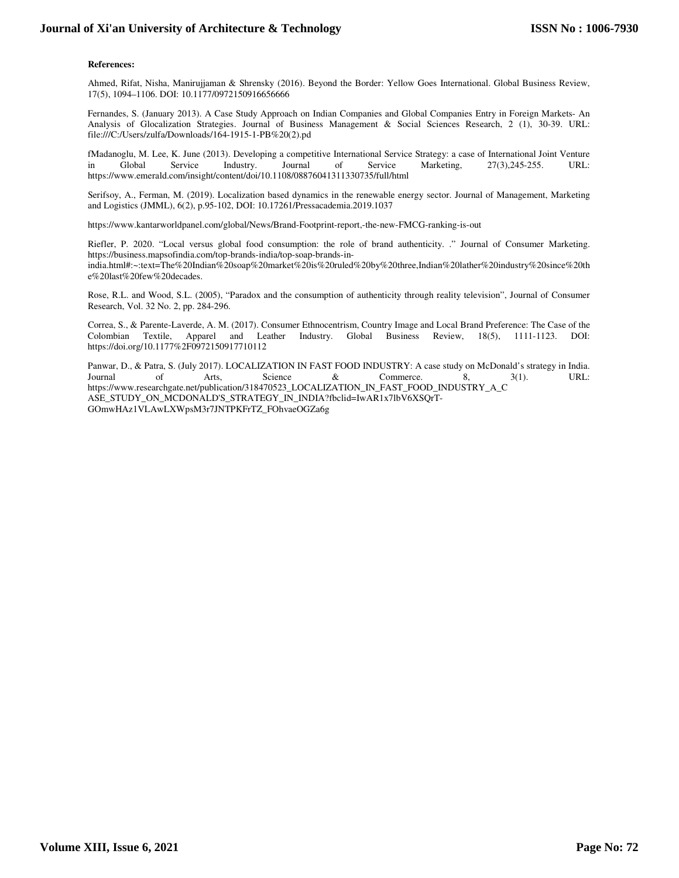**References:**

Ahmed, Rifat, Nisha, Manirujjaman & Shrensky (2016). Beyond the Border: Yellow Goes International. Global Business Review, 17(5), 1094–1106. DOI: 10.1177/0972150916656666

Fernandes, S. (January 2013). A Case Study Approach on Indian Companies and Global Companies Entry in Foreign Markets- An Analysis of Glocalization Strategies. Journal of Business Management & Social Sciences Research, 2 (1), 30-39. URL: file:///C:/Users/zulfa/Downloads/164-1915-1-PB%20(2).pd

fMadanoglu, M. Lee, K. June (2013). Developing a competitive International Service Strategy: a case of International Joint Venture in Global Service Industry. Journal of Service Marketing, 27(3),245-255. URL: https://www.emerald.com/insight/content/doi/10.1108/08876041311330735/full/html

Serifsoy, A., Ferman, M. (2019). Localization based dynamics in the renewable energy sector. Journal of Management, Marketing and Logistics (JMML), 6(2), p.95-102, DOI: 10.17261/Pressacademia.2019.1037

https://www.kantarworldpanel.com/global/News/Brand-Footprint-report,-the-new-FMCG-ranking-is-out

Riefler, P. 2020. "Local versus global food consumption: the role of brand authenticity. ." Journal of Consumer Marketing. https://business.mapsofindia.com/top-brands-india/top-soap-brands-in-india.html#:~:text=The%20Indian%20soap%20market%20is%20ruled%20by%20three,Indian%20lather%20industry%20since%20the%20last%20few%20decades.

Rose, R.L. and Wood, S.L. (2005), "Paradox and the consumption of authenticity through reality television", Journal of Consumer Research, Vol. 32 No. 2, pp. 284-296.

Correa, S., & Parente-Laverde, A. M. (2017). Consumer Ethnocentrism, Country Image and Local Brand Preference: The Case of the Colombian Textile, Apparel and Leather Industry. Global Business Review, 18(5), 1111-1123. DOI: https://doi.org/10.1177%2F0972150917710112

Panwar, D., & Patra, S. (July 2017). LOCALIZATION IN FAST FOOD INDUSTRY: A case study on McDonald's strategy in India. Journal of Arts, Science & Commerce. 8, 3(1). URL: https://www.researchgate.net/publication/318470523_LOCALIZATION_IN_FAST_FOOD_INDUSTRY_A_CASE_STUDY_ON_MCDONALD'S_STRATEGY_IN_INDIA?fbclid=IwAR1x7lbV6XSQrT-GOmwHAz1VLAwLXWpsM3r7JNTPKFrTZ_FOhvaeOGZa6g